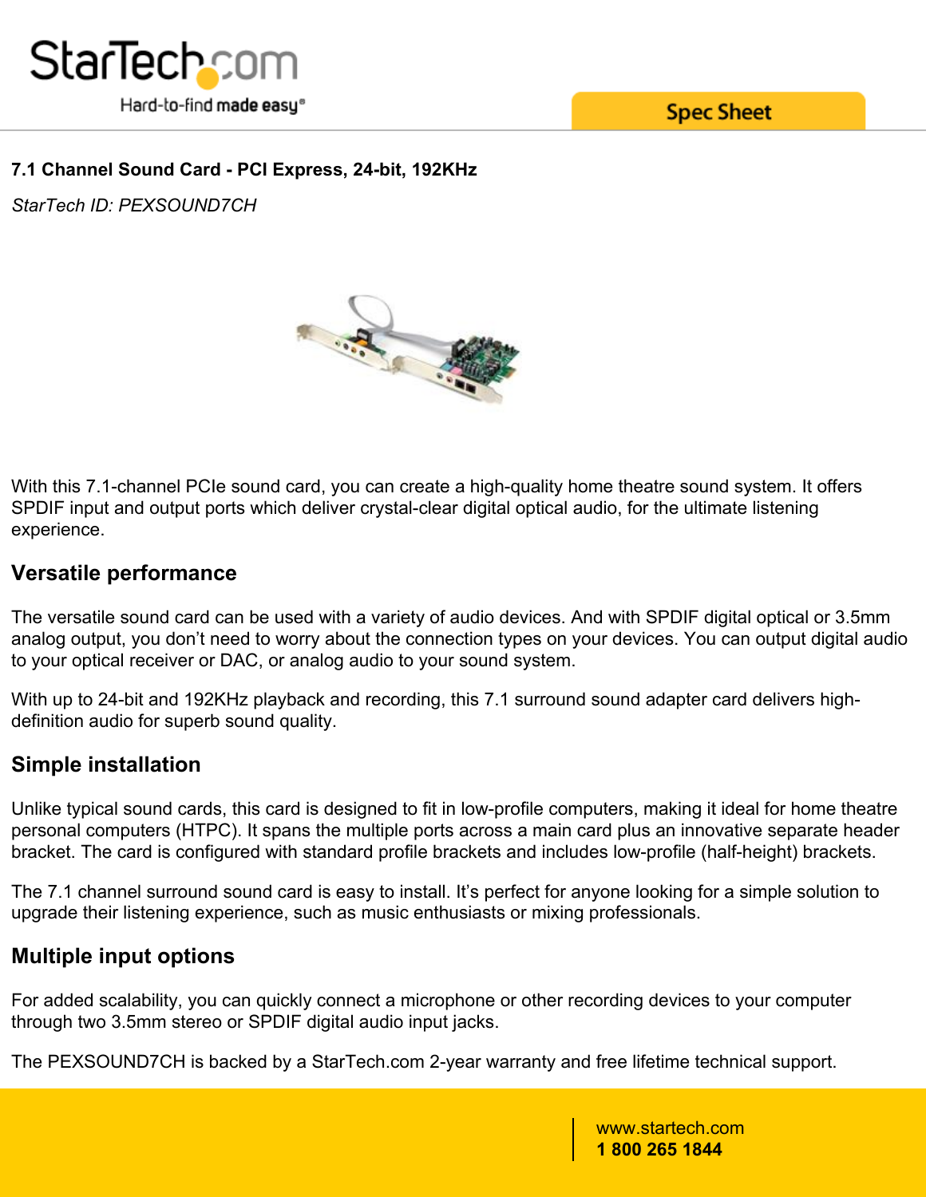# 7.1 Channel Sound Card - PCI Express, 24-bit, 192KHz

*StarTech ID: PEXSOUND7CH*

With this 7.1-channel PCIe sound card, you can create a high-quality home theatre sound system. It offers SPDIF input and output ports which deliver crystal-clear digital optical audio, for the ultimate listening experience.

## Versatile performance

The versatile sound card can be used with a variety of audio devices. And with SPDIF digital optical or 3.5mm analog output, you don't need to worry about the connection types on your devices. You can output digital audio to your optical receiver or DAC, or analog audio to your sound system.

With up to 24-bit and 192KHz playback and recording, this 7.1 surround sound adapter card delivers high-definition audio for superb sound quality.

## Simple installation

Unlike typical sound cards, this card is designed to fit in low-profile computers, making it ideal for home theatre personal computers (HTPC). It spans the multiple ports across a main card plus an innovative separate header bracket. The card is configured with standard profile brackets and includes low-profile (half-height) brackets.

The 7.1 channel surround sound card is easy to install. It's perfect for anyone looking for a simple solution to upgrade their listening experience, such as music enthusiasts or mixing professionals.

## Multiple input options

For added scalability, you can quickly connect a microphone or other recording devices to your computer through two 3.5mm stereo or SPDIF digital audio input jacks.

The PEXSOUND7CH is backed by a StarTech.com 2-year warranty and free lifetime technical support.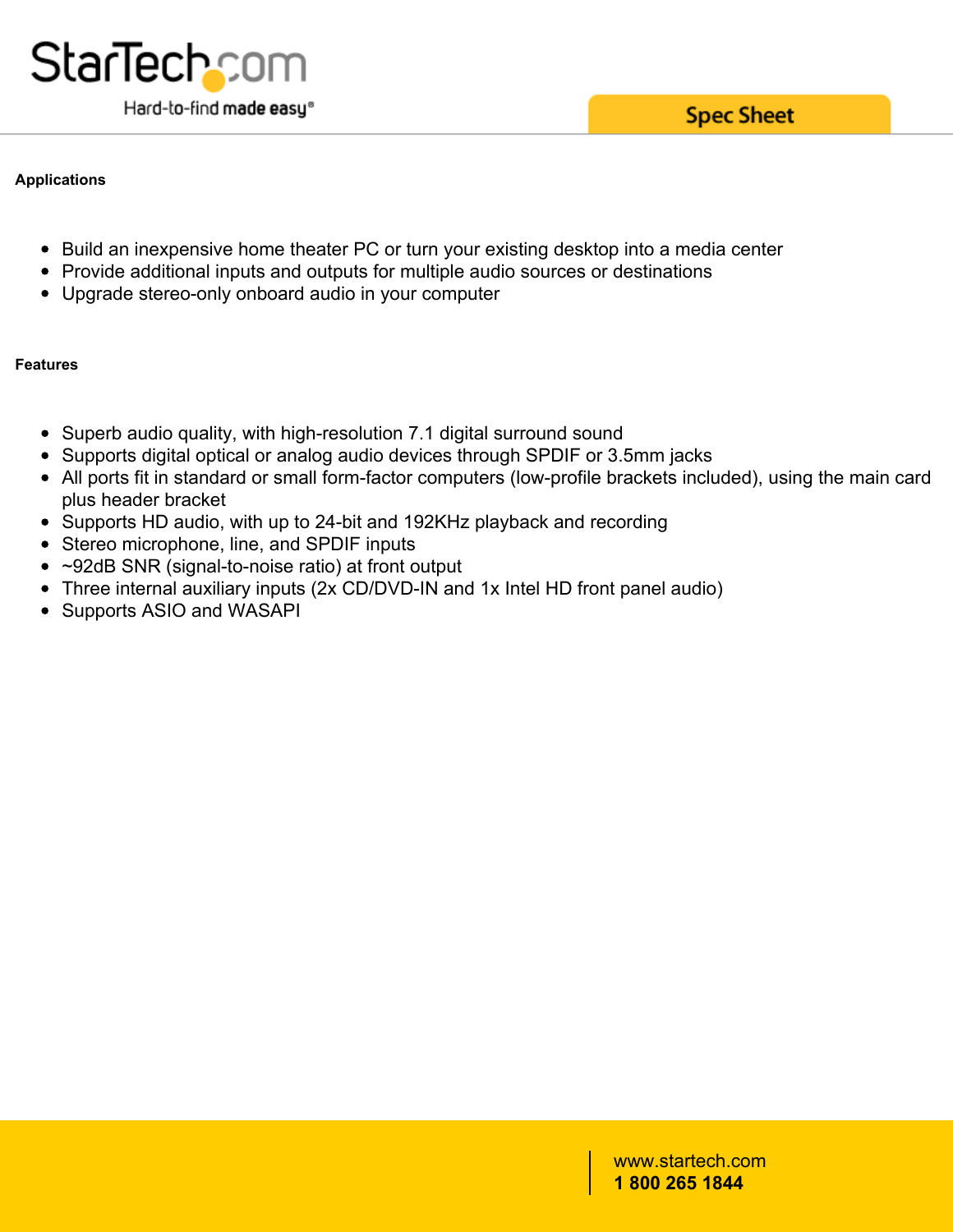## Applications

- Build an inexpensive home theater PC or turn your existing desktop into a media center
- Provide additional inputs and outputs for multiple audio sources or destinations
- Upgrade stereo-only onboard audio in your computer

## Features

- Superb audio quality, with high-resolution 7.1 digital surround sound
- Supports digital optical or analog audio devices through SPDIF or 3.5mm jacks
- All ports fit in standard or small form-factor computers (low-profile brackets included), using the main card plus header bracket
- Supports HD audio, with up to 24-bit and 192KHz playback and recording
- Stereo microphone, line, and SPDIF inputs
- ~92dB SNR (signal-to-noise ratio) at front output
- Three internal auxiliary inputs (2x CD/DVD-IN and 1x Intel HD front panel audio)
- Supports ASIO and WASAPI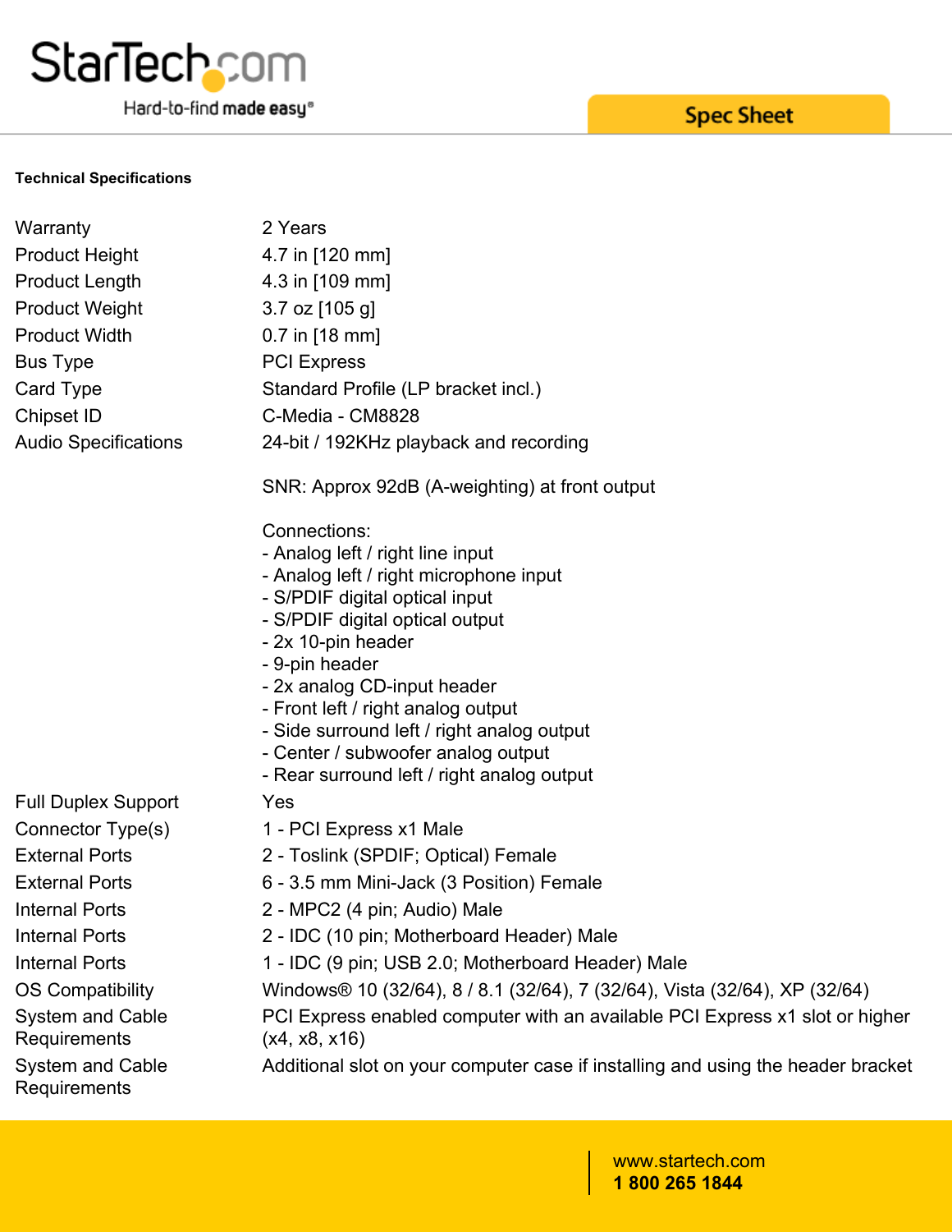**Technical Specifications**

| | |
|---|---|
| Warranty | 2 Years |
| Product Height | 4.7 in [120 mm] |
| Product Length | 4.3 in [109 mm] |
| Product Weight | 3.7 oz [105 g] |
| Product Width | 0.7 in [18 mm] |
| Bus Type | PCI Express |
| Card Type | Standard Profile (LP bracket incl.) |
| Chipset ID | C-Media - CM8828 |
| Audio Specifications | 24-bit / 192KHz playback and recording<br><br>SNR: Approx 92dB (A-weighting) at front output<br><br>Connections:<br>- Analog left / right line input<br>- Analog left / right microphone input<br>- S/PDIF digital optical input<br>- S/PDIF digital optical output<br>- 2x 10-pin header<br>- 9-pin header<br>- 2x analog CD-input header<br>- Front left / right analog output<br>- Side surround left / right analog output<br>- Center / subwoofer analog output<br>- Rear surround left / right analog output |
| Full Duplex Support | Yes |
| Connector Type(s) | 1 - PCI Express x1 Male |
| External Ports | 2 - Toslink (SPDIF; Optical) Female |
| External Ports | 6 - 3.5 mm Mini-Jack (3 Position) Female |
| Internal Ports | 2 - MPC2 (4 pin; Audio) Male |
| Internal Ports | 2 - IDC (10 pin; Motherboard Header) Male |
| Internal Ports | 1 - IDC (9 pin; USB 2.0; Motherboard Header) Male |
| OS Compatibility | Windows® 10 (32/64), 8 / 8.1 (32/64), 7 (32/64), Vista (32/64), XP (32/64) |
| System and Cable Requirements | PCI Express enabled computer with an available PCI Express x1 slot or higher (x4, x8, x16) |
| System and Cable Requirements | Additional slot on your computer case if installing and using the header bracket |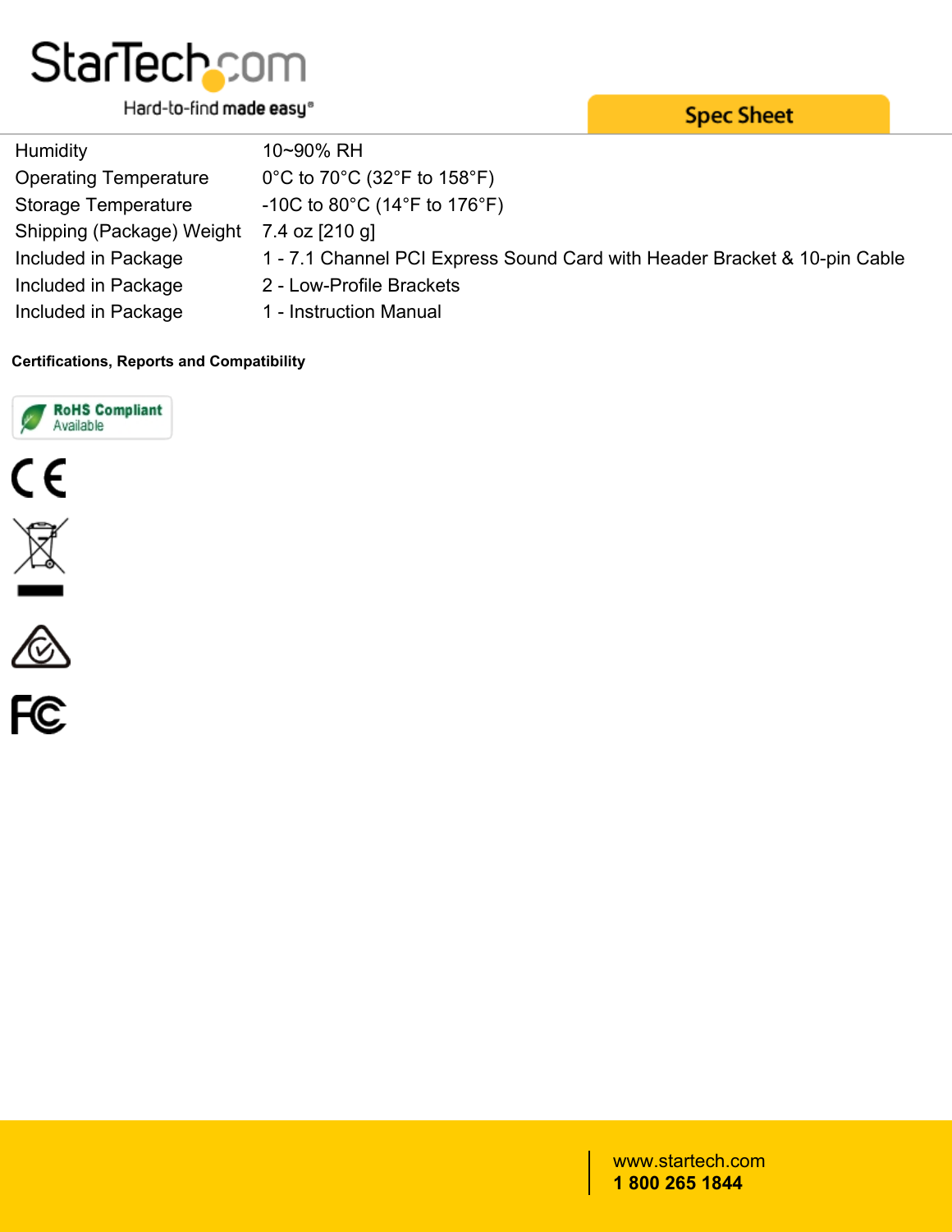| | |
|---|---|
| Humidity | 10~90% RH |
| Operating Temperature | 0°C to 70°C (32°F to 158°F) |
| Storage Temperature | -10C to 80°C (14°F to 176°F) |
| Shipping (Package) Weight | 7.4 oz [210 g] |
| Included in Package | 1 - 7.1 Channel PCI Express Sound Card with Header Bracket & 10-pin Cable |
| Included in Package | 2 - Low-Profile Brackets |
| Included in Package | 1 - Instruction Manual |

**Certifications, Reports and Compatibility**

RoHS Compliant
Available